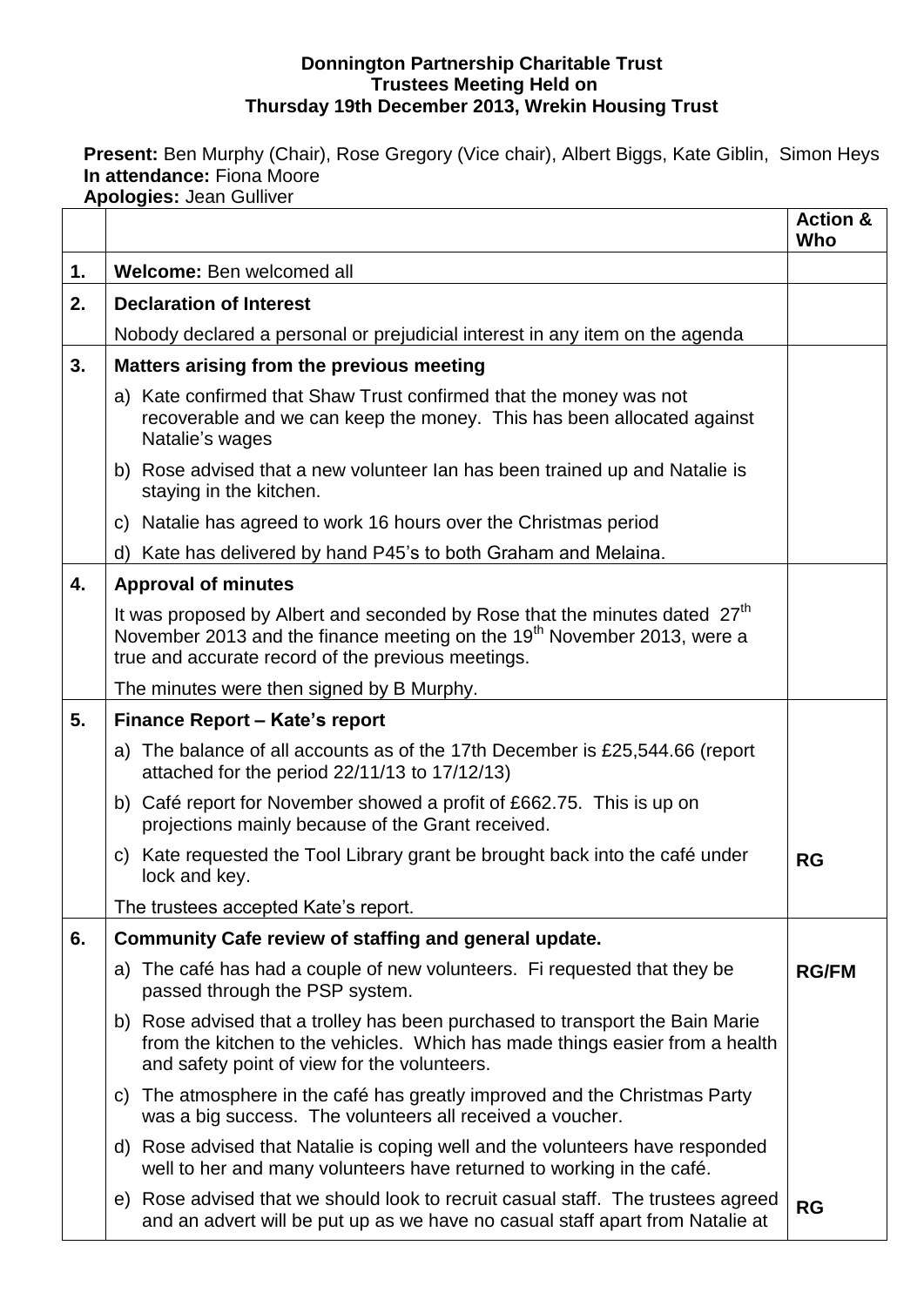**Donnington Partnership Charitable Trust**
**Trustees Meeting Held on**
**Thursday 19th December 2013, Wrekin Housing Trust**

**Present:** Ben Murphy (Chair), Rose Gregory (Vice chair), Albert Biggs, Kate Giblin, Simon Heys
**In attendance:** Fiona Moore
**Apologies:** Jean Gulliver

| | | **Action & Who** |
|---|---|---|
| **1.** | **Welcome:** Ben welcomed all | |
| **2.** | **Declaration of Interest** | |
| | Nobody declared a personal or prejudicial interest in any item on the agenda | |
| **3.** | **Matters arising from the previous meeting** | |
| | a) Kate confirmed that Shaw Trust confirmed that the money was not recoverable and we can keep the money. This has been allocated against Natalie's wages | |
| | b) Rose advised that a new volunteer Ian has been trained up and Natalie is staying in the kitchen. | |
| | c) Natalie has agreed to work 16 hours over the Christmas period | |
| | d) Kate has delivered by hand P45's to both Graham and Melaina. | |
| **4.** | **Approval of minutes** | |
| | It was proposed by Albert and seconded by Rose that the minutes dated 27th November 2013 and the finance meeting on the 19th November 2013, were a true and accurate record of the previous meetings. | |
| | The minutes were then signed by B Murphy. | |
| **5.** | **Finance Report – Kate's report** | |
| | a) The balance of all accounts as of the 17th December is £25,544.66 (report attached for the period 22/11/13 to 17/12/13) | |
| | b) Café report for November showed a profit of £662.75. This is up on projections mainly because of the Grant received. | |
| | c) Kate requested the Tool Library grant be brought back into the café under lock and key. | **RG** |
| | The trustees accepted Kate's report. | |
| **6.** | **Community Cafe review of staffing and general update.** | |
| | a) The café has had a couple of new volunteers. Fi requested that they be passed through the PSP system. | **RG/FM** |
| | b) Rose advised that a trolley has been purchased to transport the Bain Marie from the kitchen to the vehicles. Which has made things easier from a health and safety point of view for the volunteers. | |
| | c) The atmosphere in the café has greatly improved and the Christmas Party was a big success. The volunteers all received a voucher. | |
| | d) Rose advised that Natalie is coping well and the volunteers have responded well to her and many volunteers have returned to working in the café. | |
| | e) Rose advised that we should look to recruit casual staff. The trustees agreed and an advert will be put up as we have no casual staff apart from Natalie at | **RG** |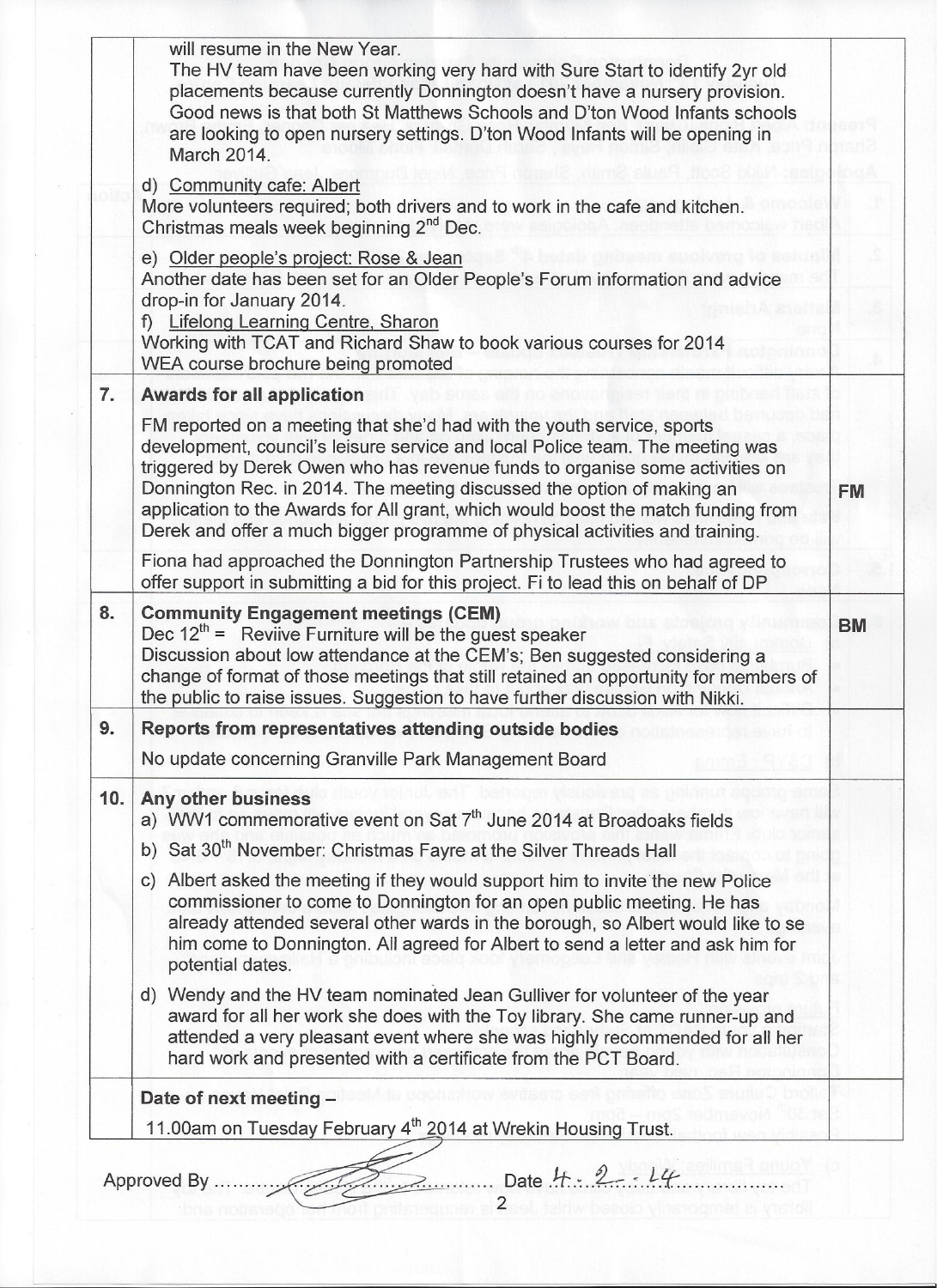| | | |
|---|---|---|
| | will resume in the New Year.<br>The HV team have been working very hard with Sure Start to identify 2yr old placements because currently Donnington doesn't have a nursery provision. Good news is that both St Matthews Schools and D'ton Wood Infants schools are looking to open nursery settings. D'ton Wood Infants will be opening in March 2014.<br><br>d) Community cafe: Albert<br>More volunteers required; both drivers and to work in the cafe and kitchen. Christmas meals week beginning 2nd Dec.<br><br>e) Older people's project: Rose & Jean<br>Another date has been set for an Older People's Forum information and advice drop-in for January 2014.<br>f) Lifelong Learning Centre, Sharon<br>Working with TCAT and Richard Shaw to book various courses for 2014<br>WEA course brochure being promoted | |
| 7. | **Awards for all application**<br>FM reported on a meeting that she'd had with the youth service, sports development, council's leisure service and local Police team. The meeting was triggered by Derek Owen who has revenue funds to organise some activities on Donnington Rec. in 2014. The meeting discussed the option of making an application to the Awards for All grant, which would boost the match funding from Derek and offer a much bigger programme of physical activities and training.<br><br>Fiona had approached the Donnington Partnership Trustees who had agreed to offer support in submitting a bid for this project. Fi to lead this on behalf of DP | FM |
| 8. | **Community Engagement meetings (CEM)**<br>Dec 12th = Reviive Furniture will be the guest speaker<br>Discussion about low attendance at the CEM's; Ben suggested considering a change of format of those meetings that still retained an opportunity for members of the public to raise issues. Suggestion to have further discussion with Nikki. | BM |
| 9. | **Reports from representatives attending outside bodies**<br>No update concerning Granville Park Management Board | |
| 10. | **Any other business**<br>a) WW1 commemorative event on Sat 7th June 2014 at Broadoaks fields<br>b) Sat 30th November: Christmas Fayre at the Silver Threads Hall<br>c) Albert asked the meeting if they would support him to invite the new Police commissioner to come to Donnington for an open public meeting. He has already attended several other wards in the borough, so Albert would like to see him come to Donnington. All agreed for Albert to send a letter and ask him for potential dates.<br>d) Wendy and the HV team nominated Jean Gulliver for volunteer of the year award for all her work she does with the Toy library. She came runner-up and attended a very pleasant event where she was highly recommended for all her hard work and presented with a certificate from the PCT Board. | |
| | **Date of next meeting –**<br>11.00am on Tuesday February 4th 2014 at Wrekin Housing Trust. | |

Approved By ............[signature]............ Date 4. 2. 14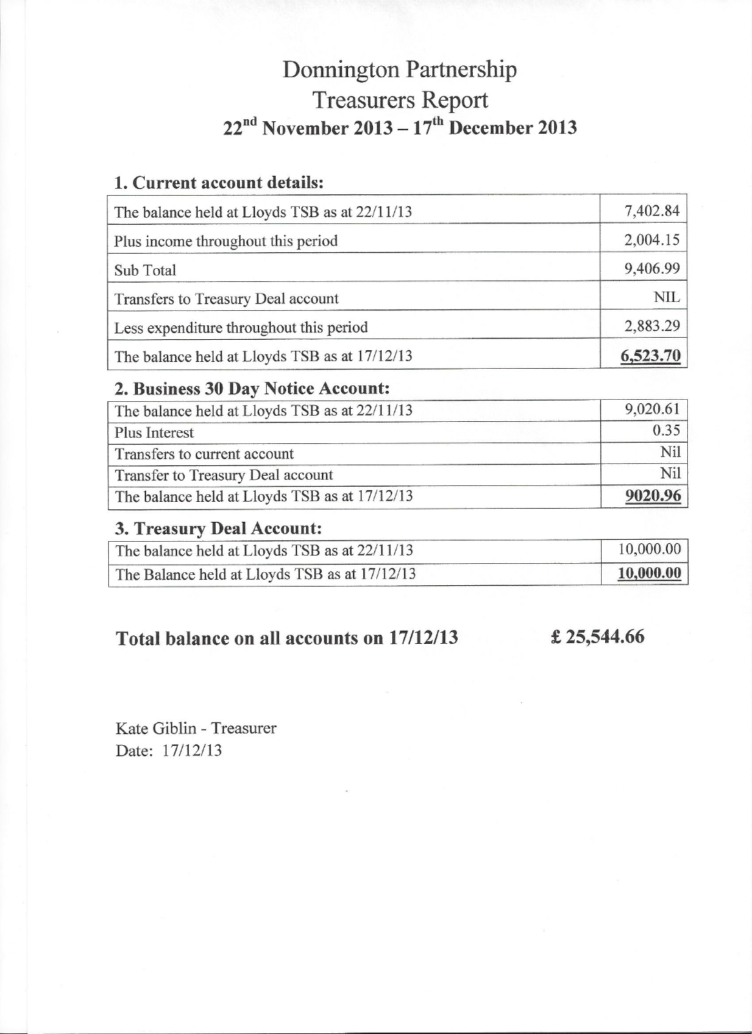# Donnington Partnership

## Treasurers Report

### 22nd November 2013 – 17th December 2013

### 1. Current account details:

| | |
|---|---|
| The balance held at Lloyds TSB as at 22/11/13 | 7,402.84 |
| Plus income throughout this period | 2,004.15 |
| Sub Total | 9,406.99 |
| Transfers to Treasury Deal account | NIL |
| Less expenditure throughout this period | 2,883.29 |
| The balance held at Lloyds TSB as at 17/12/13 | **6,523.70** |

### 2. Business 30 Day Notice Account:

| | |
|---|---|
| The balance held at Lloyds TSB as at 22/11/13 | 9,020.61 |
| Plus Interest | 0.35 |
| Transfers to current account | Nil |
| Transfer to Treasury Deal account | Nil |
| The balance held at Lloyds TSB as at 17/12/13 | **9020.96** |

### 3. Treasury Deal Account:

| | |
|---|---|
| The balance held at Lloyds TSB as at 22/11/13 | 10,000.00 |
| The Balance held at Lloyds TSB as at 17/12/13 | **10,000.00** |

**Total balance on all accounts on 17/12/13 £ 25,544.66**

Kate Giblin - Treasurer
Date: 17/12/13